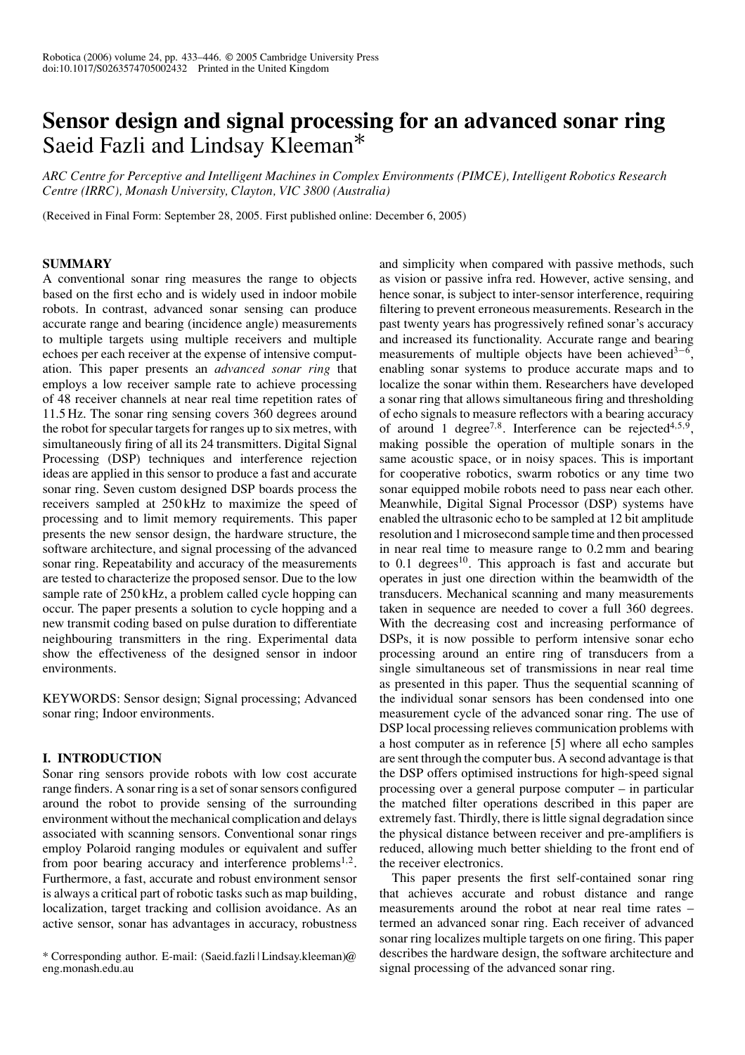# Sensor design and signal processing for an advanced sonar ring

Saeid Fazli and Lindsay Kleeman*

*ARC Centre for Perceptive and Intelligent Machines in Complex Environments (PIMCE), Intelligent Robotics Research Centre (IRRC), Monash University, Clayton, VIC 3800 (Australia)*

(Received in Final Form: September 28, 2005. First published online: December 6, 2005)

## SUMMARY

A conventional sonar ring measures the range to objects based on the first echo and is widely used in indoor mobile robots. In contrast, advanced sonar sensing can produce accurate range and bearing (incidence angle) measurements to multiple targets using multiple receivers and multiple echoes per each receiver at the expense of intensive computation. This paper presents an *advanced sonar ring* that employs a low receiver sample rate to achieve processing of 48 receiver channels at near real time repetition rates of 11.5 Hz. The sonar ring sensing covers 360 degrees around the robot for specular targets for ranges up to six metres, with simultaneously firing of all its 24 transmitters. Digital Signal Processing (DSP) techniques and interference rejection ideas are applied in this sensor to produce a fast and accurate sonar ring. Seven custom designed DSP boards process the receivers sampled at 250 kHz to maximize the speed of processing and to limit memory requirements. This paper presents the new sensor design, the hardware structure, the software architecture, and signal processing of the advanced sonar ring. Repeatability and accuracy of the measurements are tested to characterize the proposed sensor. Due to the low sample rate of 250 kHz, a problem called cycle hopping can occur. The paper presents a solution to cycle hopping and a new transmit coding based on pulse duration to differentiate neighbouring transmitters in the ring. Experimental data show the effectiveness of the designed sensor in indoor environments.

KEYWORDS: Sensor design; Signal processing; Advanced sonar ring; Indoor environments.

## I. INTRODUCTION

Sonar ring sensors provide robots with low cost accurate range finders. A sonar ring is a set of sonar sensors configured around the robot to provide sensing of the surrounding environment without the mechanical complication and delays associated with scanning sensors. Conventional sonar rings employ Polaroid ranging modules or equivalent and suffer from poor bearing accuracy and interference problems[1,2]. Furthermore, a fast, accurate and robust environment sensor is always a critical part of robotic tasks such as map building, localization, target tracking and collision avoidance. As an active sensor, sonar has advantages in accuracy, robustness and simplicity when compared with passive methods, such as vision or passive infra red. However, active sensing, and hence sonar, is subject to inter-sensor interference, requiring filtering to prevent erroneous measurements. Research in the past twenty years has progressively refined sonar's accuracy and increased its functionality. Accurate range and bearing measurements of multiple objects have been achieved[3–6], enabling sonar systems to produce accurate maps and to localize the sonar within them. Researchers have developed a sonar ring that allows simultaneous firing and thresholding of echo signals to measure reflectors with a bearing accuracy of around 1 degree[7,8]. Interference can be rejected[4,5,9], making possible the operation of multiple sonars in the same acoustic space, or in noisy spaces. This is important for cooperative robotics, swarm robotics or any time two sonar equipped mobile robots need to pass near each other. Meanwhile, Digital Signal Processor (DSP) systems have enabled the ultrasonic echo to be sampled at 12 bit amplitude resolution and 1 microsecond sample time and then processed in near real time to measure range to 0.2 mm and bearing to 0.1 degrees[10]. This approach is fast and accurate but operates in just one direction within the beamwidth of the transducers. Mechanical scanning and many measurements taken in sequence are needed to cover a full 360 degrees. With the decreasing cost and increasing performance of DSPs, it is now possible to perform intensive sonar echo processing around an entire ring of transducers from a single simultaneous set of transmissions in near real time as presented in this paper. Thus the sequential scanning of the individual sonar sensors has been condensed into one measurement cycle of the advanced sonar ring. The use of DSP local processing relieves communication problems with a host computer as in reference [5] where all echo samples are sent through the computer bus. A second advantage is that the DSP offers optimised instructions for high-speed signal processing over a general purpose computer – in particular the matched filter operations described in this paper are extremely fast. Thirdly, there is little signal degradation since the physical distance between receiver and pre-amplifiers is reduced, allowing much better shielding to the front end of the receiver electronics.

This paper presents the first self-contained sonar ring that achieves accurate and robust distance and range measurements around the robot at near real time rates – termed an advanced sonar ring. Each receiver of advanced sonar ring localizes multiple targets on one firing. This paper describes the hardware design, the software architecture and signal processing of the advanced sonar ring.

\* Corresponding author. E-mail: (Saeid.fazli | Lindsay.kleeman)@eng.monash.edu.au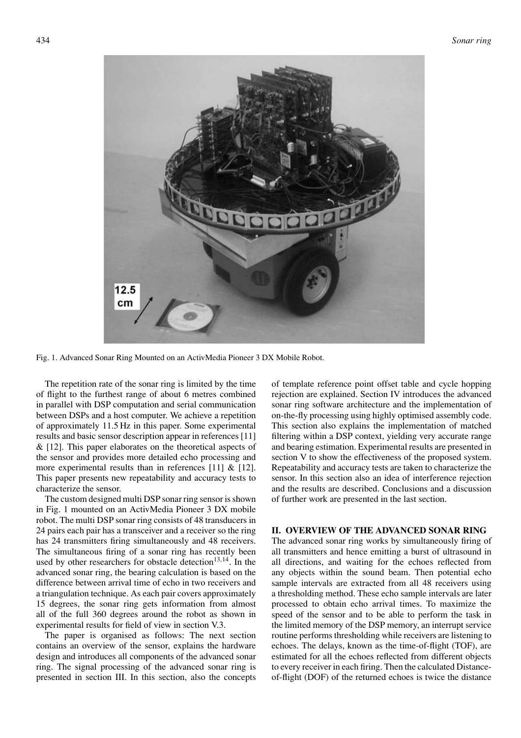Fig. 1. Advanced Sonar Ring Mounted on an ActivMedia Pioneer 3 DX Mobile Robot.

The repetition rate of the sonar ring is limited by the time of flight to the furthest range of about 6 metres combined in parallel with DSP computation and serial communication between DSPs and a host computer. We achieve a repetition of approximately 11.5 Hz in this paper. Some experimental results and basic sensor description appear in references [11] & [12]. This paper elaborates on the theoretical aspects of the sensor and provides more detailed echo processing and more experimental results than in references [11] & [12]. This paper presents new repeatability and accuracy tests to characterize the sensor.

The custom designed multi DSP sonar ring sensor is shown in Fig. 1 mounted on an ActivMedia Pioneer 3 DX mobile robot. The multi DSP sonar ring consists of 48 transducers in 24 pairs each pair has a transceiver and a receiver so the ring has 24 transmitters firing simultaneously and 48 receivers. The simultaneous firing of a sonar ring has recently been used by other researchers for obstacle detection[13,14]. In the advanced sonar ring, the bearing calculation is based on the difference between arrival time of echo in two receivers and a triangulation technique. As each pair covers approximately 15 degrees, the sonar ring gets information from almost all of the full 360 degrees around the robot as shown in experimental results for field of view in section V.3.

The paper is organised as follows: The next section contains an overview of the sensor, explains the hardware design and introduces all components of the advanced sonar ring. The signal processing of the advanced sonar ring is presented in section III. In this section, also the concepts of template reference point offset table and cycle hopping rejection are explained. Section IV introduces the advanced sonar ring software architecture and the implementation of on-the-fly processing using highly optimised assembly code. This section also explains the implementation of matched filtering within a DSP context, yielding very accurate range and bearing estimation. Experimental results are presented in section V to show the effectiveness of the proposed system. Repeatability and accuracy tests are taken to characterize the sensor. In this section also an idea of interference rejection and the results are described. Conclusions and a discussion of further work are presented in the last section.

## II. OVERVIEW OF THE ADVANCED SONAR RING

The advanced sonar ring works by simultaneously firing of all transmitters and hence emitting a burst of ultrasound in all directions, and waiting for the echoes reflected from any objects within the sound beam. Then potential echo sample intervals are extracted from all 48 receivers using a thresholding method. These echo sample intervals are later processed to obtain echo arrival times. To maximize the speed of the sensor and to be able to perform the task in the limited memory of the DSP memory, an interrupt service routine performs thresholding while receivers are listening to echoes. The delays, known as the time-of-flight (TOF), are estimated for all the echoes reflected from different objects to every receiver in each firing. Then the calculated Distance-of-flight (DOF) of the returned echoes is twice the distance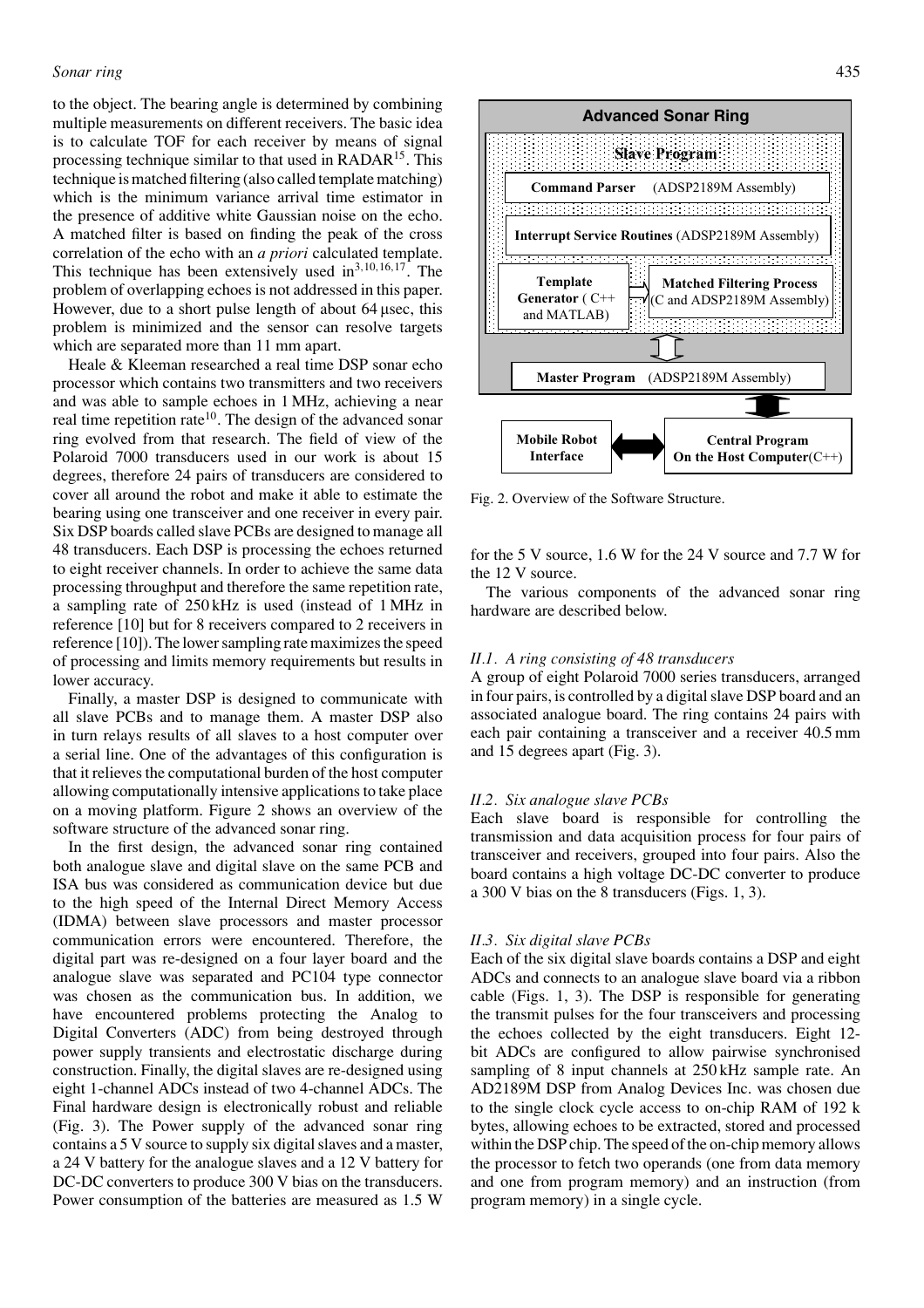to the object. The bearing angle is determined by combining multiple measurements on different receivers. The basic idea is to calculate TOF for each receiver by means of signal processing technique similar to that used in RADAR[15]. This technique is matched filtering (also called template matching) which is the minimum variance arrival time estimator in the presence of additive white Gaussian noise on the echo. A matched filter is based on finding the peak of the cross correlation of the echo with an *a priori* calculated template. This technique has been extensively used in[3,10,16,17]. The problem of overlapping echoes is not addressed in this paper. However, due to a short pulse length of about 64 μsec, this problem is minimized and the sensor can resolve targets which are separated more than 11 mm apart.

Heale & Kleeman researched a real time DSP sonar echo processor which contains two transmitters and two receivers and was able to sample echoes in 1 MHz, achieving a near real time repetition rate[10]. The design of the advanced sonar ring evolved from that research. The field of view of the Polaroid 7000 transducers used in our work is about 15 degrees, therefore 24 pairs of transducers are considered to cover all around the robot and make it able to estimate the bearing using one transceiver and one receiver in every pair. Six DSP boards called slave PCBs are designed to manage all 48 transducers. Each DSP is processing the echoes returned to eight receiver channels. In order to achieve the same data processing throughput and therefore the same repetition rate, a sampling rate of 250 kHz is used (instead of 1 MHz in reference [10] but for 8 receivers compared to 2 receivers in reference [10]). The lower sampling rate maximizes the speed of processing and limits memory requirements but results in lower accuracy.

Finally, a master DSP is designed to communicate with all slave PCBs and to manage them. A master DSP also in turn relays results of all slaves to a host computer over a serial line. One of the advantages of this configuration is that it relieves the computational burden of the host computer allowing computationally intensive applications to take place on a moving platform. Figure 2 shows an overview of the software structure of the advanced sonar ring.

In the first design, the advanced sonar ring contained both analogue slave and digital slave on the same PCB and ISA bus was considered as communication device but due to the high speed of the Internal Direct Memory Access (IDMA) between slave processors and master processor communication errors were encountered. Therefore, the digital part was re-designed on a four layer board and the analogue slave was separated and PC104 type connector was chosen as the communication bus. In addition, we have encountered problems protecting the Analog to Digital Converters (ADC) from being destroyed through power supply transients and electrostatic discharge during construction. Finally, the digital slaves are re-designed using eight 1-channel ADCs instead of two 4-channel ADCs. The Final hardware design is electronically robust and reliable (Fig. 3). The Power supply of the advanced sonar ring contains a 5 V source to supply six digital slaves and a master, a 24 V battery for the analogue slaves and a 12 V battery for DC-DC converters to produce 300 V bias on the transducers. Power consumption of the batteries are measured as 1.5 W for the 5 V source, 1.6 W for the 24 V source and 7.7 W for the 12 V source.

**Advanced Sonar Ring**

**Slave Program**

**Command Parser** (ADSP2189M Assembly)

**Interrupt Service Routines** (ADSP2189M Assembly)

**Template Generator** (C++ and MATLAB)

**Matched Filtering Process** (C and ADSP2189M Assembly)

**Master Program** (ADSP2189M Assembly)

**Mobile Robot Interface**

**Central Program On the Host Computer** (C++)

Fig. 2. Overview of the Software Structure.

The various components of the advanced sonar ring hardware are described below.

### *II.1. A ring consisting of 48 transducers*

A group of eight Polaroid 7000 series transducers, arranged in four pairs, is controlled by a digital slave DSP board and an associated analogue board. The ring contains 24 pairs with each pair containing a transceiver and a receiver 40.5 mm and 15 degrees apart (Fig. 3).

### *II.2. Six analogue slave PCBs*

Each slave board is responsible for controlling the transmission and data acquisition process for four pairs of transceiver and receivers, grouped into four pairs. Also the board contains a high voltage DC-DC converter to produce a 300 V bias on the 8 transducers (Figs. 1, 3).

### *II.3. Six digital slave PCBs*

Each of the six digital slave boards contains a DSP and eight ADCs and connects to an analogue slave board via a ribbon cable (Figs. 1, 3). The DSP is responsible for generating the transmit pulses for the four transceivers and processing the echoes collected by the eight transducers. Eight 12-bit ADCs are configured to allow pairwise synchronised sampling of 8 input channels at 250 kHz sample rate. An AD2189M DSP from Analog Devices Inc. was chosen due to the single clock cycle access to on-chip RAM of 192 k bytes, allowing echoes to be extracted, stored and processed within the DSP chip. The speed of the on-chip memory allows the processor to fetch two operands (one from data memory and one from program memory) and an instruction (from program memory) in a single cycle.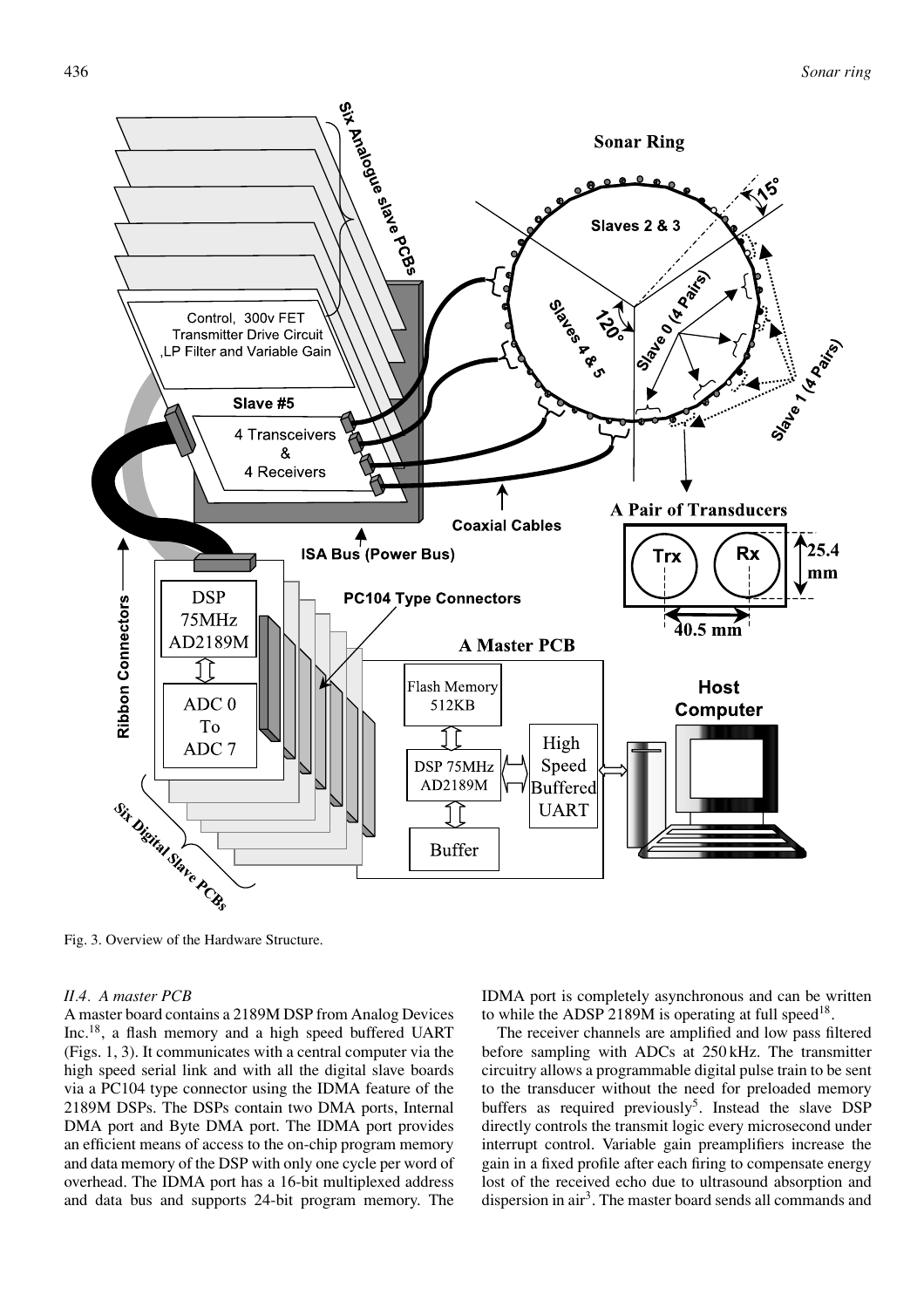Fig. 3. Overview of the Hardware Structure.

*II.4. A master PCB*

A master board contains a 2189M DSP from Analog Devices Inc.[18], a flash memory and a high speed buffered UART (Figs. 1, 3). It communicates with a central computer via the high speed serial link and with all the digital slave boards via a PC104 type connector using the IDMA feature of the 2189M DSPs. The DSPs contain two DMA ports, Internal DMA port and Byte DMA port. The IDMA port provides an efficient means of access to the on-chip program memory and data memory of the DSP with only one cycle per word of overhead. The IDMA port has a 16-bit multiplexed address and data bus and supports 24-bit program memory. The IDMA port is completely asynchronous and can be written to while the ADSP 2189M is operating at full speed[18].

The receiver channels are amplified and low pass filtered before sampling with ADCs at 250 kHz. The transmitter circuitry allows a programmable digital pulse train to be sent to the transducer without the need for preloaded memory buffers as required previously[5]. Instead the slave DSP directly controls the transmit logic every microsecond under interrupt control. Variable gain preamplifiers increase the gain in a fixed profile after each firing to compensate energy lost of the received echo due to ultrasound absorption and dispersion in air[3]. The master board sends all commands and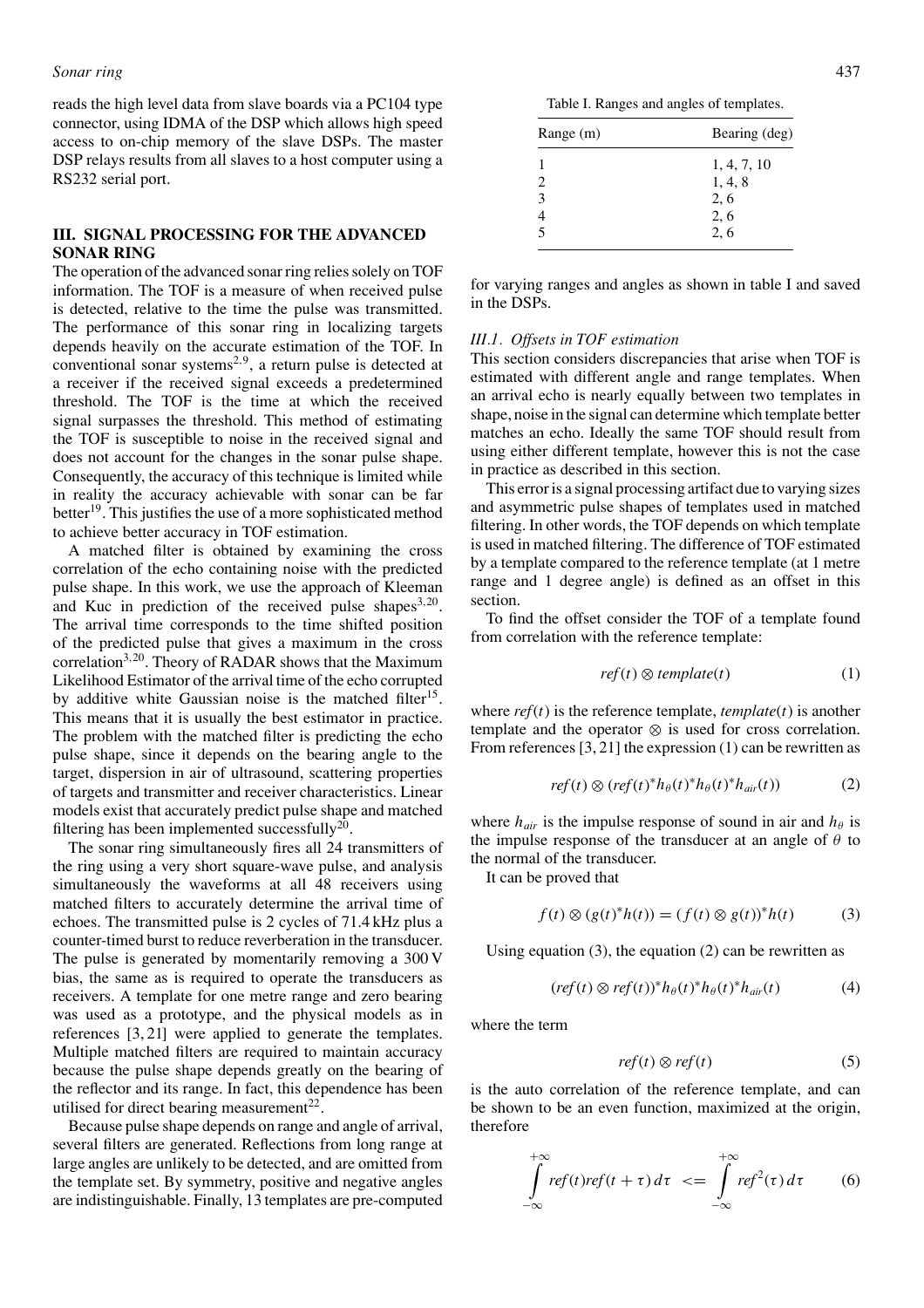reads the high level data from slave boards via a PC104 type connector, using IDMA of the DSP which allows high speed access to on-chip memory of the slave DSPs. The master DSP relays results from all slaves to a host computer using a RS232 serial port.

## III. SIGNAL PROCESSING FOR THE ADVANCED SONAR RING

The operation of the advanced sonar ring relies solely on TOF information. The TOF is a measure of when received pulse is detected, relative to the time the pulse was transmitted. The performance of this sonar ring in localizing targets depends heavily on the accurate estimation of the TOF. In conventional sonar systems[2,9], a return pulse is detected at a receiver if the received signal exceeds a predetermined threshold. The TOF is the time at which the received signal surpasses the threshold. This method of estimating the TOF is susceptible to noise in the received signal and does not account for the changes in the sonar pulse shape. Consequently, the accuracy of this technique is limited while in reality the accuracy achievable with sonar can be far better[19]. This justifies the use of a more sophisticated method to achieve better accuracy in TOF estimation.

A matched filter is obtained by examining the cross correlation of the echo containing noise with the predicted pulse shape. In this work, we use the approach of Kleeman and Kuc in prediction of the received pulse shapes[3,20]. The arrival time corresponds to the time shifted position of the predicted pulse that gives a maximum in the cross correlation[3,20]. Theory of RADAR shows that the Maximum Likelihood Estimator of the arrival time of the echo corrupted by additive white Gaussian noise is the matched filter[15]. This means that it is usually the best estimator in practice. The problem with the matched filter is predicting the echo pulse shape, since it depends on the bearing angle to the target, dispersion in air of ultrasound, scattering properties of targets and transmitter and receiver characteristics. Linear models exist that accurately predict pulse shape and matched filtering has been implemented successfully[20].

The sonar ring simultaneously fires all 24 transmitters of the ring using a very short square-wave pulse, and analysis simultaneously the waveforms at all 48 receivers using matched filters to accurately determine the arrival time of echoes. The transmitted pulse is 2 cycles of 71.4 kHz plus a counter-timed burst to reduce reverberation in the transducer. The pulse is generated by momentarily removing a 300 V bias, the same as is required to operate the transducers as receivers. A template for one metre range and zero bearing was used as a prototype, and the physical models as in references [3, 21] were applied to generate the templates. Multiple matched filters are required to maintain accuracy because the pulse shape depends greatly on the bearing of the reflector and its range. In fact, this dependence has been utilised for direct bearing measurement[22].

Because pulse shape depends on range and angle of arrival, several filters are generated. Reflections from long range at large angles are unlikely to be detected, and are omitted from the template set. By symmetry, positive and negative angles are indistinguishable. Finally, 13 templates are pre-computed for varying ranges and angles as shown in table I and saved in the DSPs.

Table I. Ranges and angles of templates.

| Range (m) | Bearing (deg) |
|---|---|
| 1 | 1, 4, 7, 10 |
| 2 | 1, 4, 8 |
| 3 | 2, 6 |
| 4 | 2, 6 |
| 5 | 2, 6 |

### III.1. *Offsets in TOF estimation*

This section considers discrepancies that arise when TOF is estimated with different angle and range templates. When an arrival echo is nearly equally between two templates in shape, noise in the signal can determine which template better matches an echo. Ideally the same TOF should result from using either different template, however this is not the case in practice as described in this section.

This error is a signal processing artifact due to varying sizes and asymmetric pulse shapes of templates used in matched filtering. In other words, the TOF depends on which template is used in matched filtering. The difference of TOF estimated by a template compared to the reference template (at 1 metre range and 1 degree angle) is defined as an offset in this section.

To find the offset consider the TOF of a template found from correlation with the reference template:

$$ref(t) \otimes template(t) \tag{1}$$

where $ref(t)$ is the reference template, $template(t)$ is another template and the operator $\otimes$ is used for cross correlation. From references [3, 21] the expression (1) can be rewritten as

$$ref(t) \otimes (ref(t)^{*} h_{\theta}(t)^{*} h_{\theta}(t)^{*} h_{air}(t)) \tag{2}$$

where $h_{air}$ is the impulse response of sound in air and $h_{\theta}$ is the impulse response of the transducer at an angle of $\theta$ to the normal of the transducer.

It can be proved that

$$f(t) \otimes (g(t)^{*} h(t)) = (f(t) \otimes g(t))^{*} h(t) \tag{3}$$

Using equation (3), the equation (2) can be rewritten as

$$(ref(t) \otimes ref(t))^{*} h_{\theta}(t)^{*} h_{\theta}(t)^{*} h_{air}(t) \tag{4}$$

where the term

$$ref(t) \otimes ref(t) \tag{5}$$

is the auto correlation of the reference template, and can be shown to be an even function, maximized at the origin, therefore

$$\int_{-\infty}^{+\infty} ref(t) ref(t+\tau)\, d\tau \;<=\; \int_{-\infty}^{+\infty} ref^{2}(\tau)\, d\tau \tag{6}$$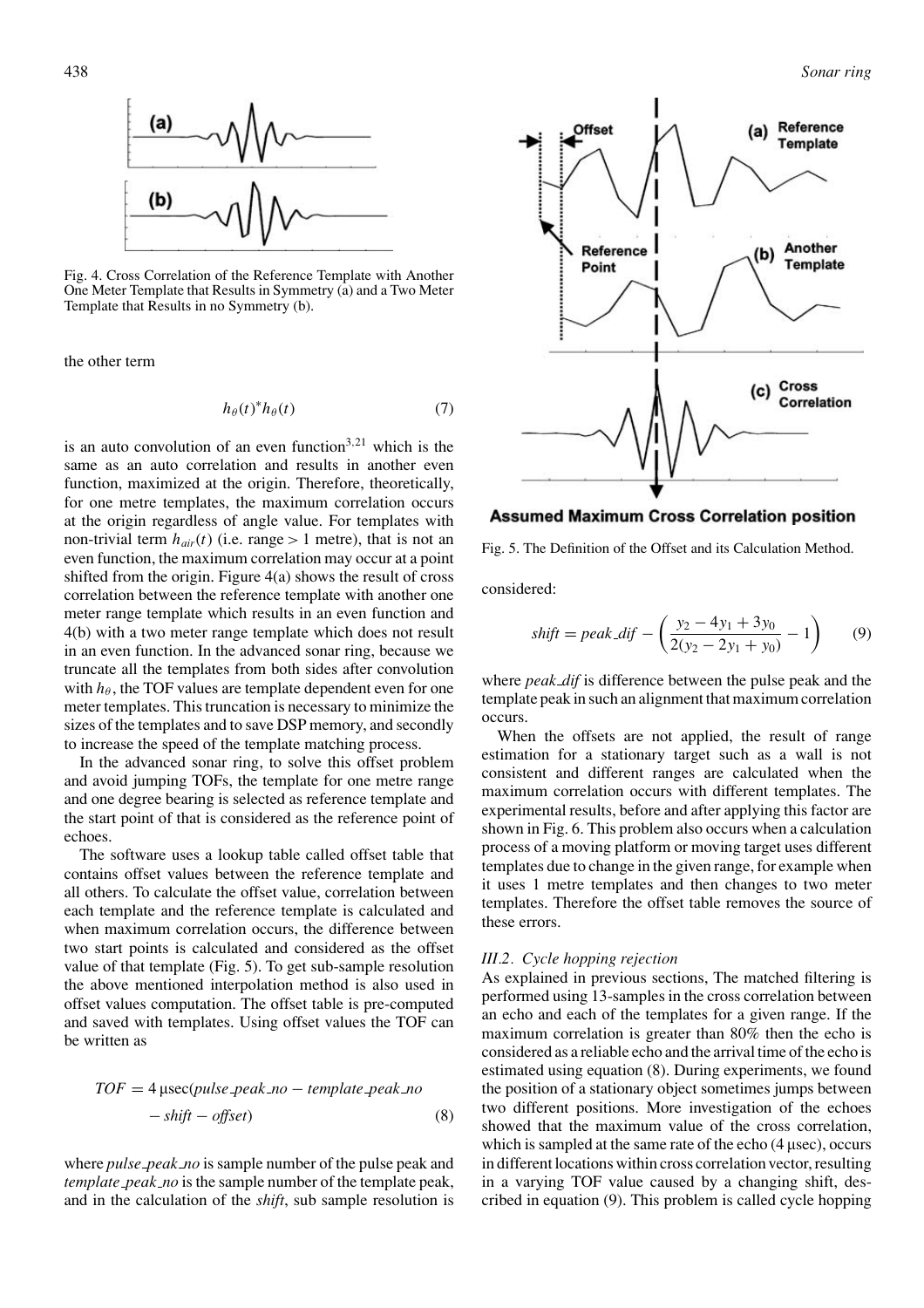Fig. 4. Cross Correlation of the Reference Template with Another One Meter Template that Results in Symmetry (a) and a Two Meter Template that Results in no Symmetry (b).

the other term

$$h_\theta(t)^* h_\theta(t) \tag{7}$$

is an auto convolution of an even function[3,21] which is the same as an auto correlation and results in another even function, maximized at the origin. Therefore, theoretically, for one metre templates, the maximum correlation occurs at the origin regardless of angle value. For templates with non-trivial term $h_{air}(t)$ (i.e. range > 1 metre), that is not an even function, the maximum correlation may occur at a point shifted from the origin. Figure 4(a) shows the result of cross correlation between the reference template with another one meter range template which results in an even function and 4(b) with a two meter range template which does not result in an even function. In the advanced sonar ring, because we truncate all the templates from both sides after convolution with $h_\theta$, the TOF values are template dependent even for one meter templates. This truncation is necessary to minimize the sizes of the templates and to save DSP memory, and secondly to increase the speed of the template matching process.

In the advanced sonar ring, to solve this offset problem and avoid jumping TOFs, the template for one metre range and one degree bearing is selected as reference template and the start point of that is considered as the reference point of echoes.

The software uses a lookup table called offset table that contains offset values between the reference template and all others. To calculate the offset value, correlation between each template and the reference template is calculated and when maximum correlation occurs, the difference between two start points is calculated and considered as the offset value of that template (Fig. 5). To get sub-sample resolution the above mentioned interpolation method is also used in offset values computation. The offset table is pre-computed and saved with templates. Using offset values the TOF can be written as

$$TOF = 4\,\mu\text{sec}(pulse\_peak\_no - template\_peak\_no - shift - offset) \tag{8}$$

where *pulse_peak_no* is sample number of the pulse peak and *template_peak_no* is the sample number of the template peak, and in the calculation of the *shift*, sub sample resolution is

Fig. 5. The Definition of the Offset and its Calculation Method.

considered:

$$shift = peak\_dif - \left(\frac{y_2 - 4y_1 + 3y_0}{2(y_2 - 2y_1 + y_0)} - 1\right) \tag{9}$$

where *peak_dif* is difference between the pulse peak and the template peak in such an alignment that maximum correlation occurs.

When the offsets are not applied, the result of range estimation for a stationary target such as a wall is not consistent and different ranges are calculated when the maximum correlation occurs with different templates. The experimental results, before and after applying this factor are shown in Fig. 6. This problem also occurs when a calculation process of a moving platform or moving target uses different templates due to change in the given range, for example when it uses 1 metre templates and then changes to two meter templates. Therefore the offset table removes the source of these errors.

### III.2. Cycle hopping rejection

As explained in previous sections, The matched filtering is performed using 13-samples in the cross correlation between an echo and each of the templates for a given range. If the maximum correlation is greater than 80% then the echo is considered as a reliable echo and the arrival time of the echo is estimated using equation (8). During experiments, we found the position of a stationary object sometimes jumps between two different positions. More investigation of the echoes showed that the maximum value of the cross correlation, which is sampled at the same rate of the echo (4 μsec), occurs in different locations within cross correlation vector, resulting in a varying TOF value caused by a changing shift, described in equation (9). This problem is called cycle hopping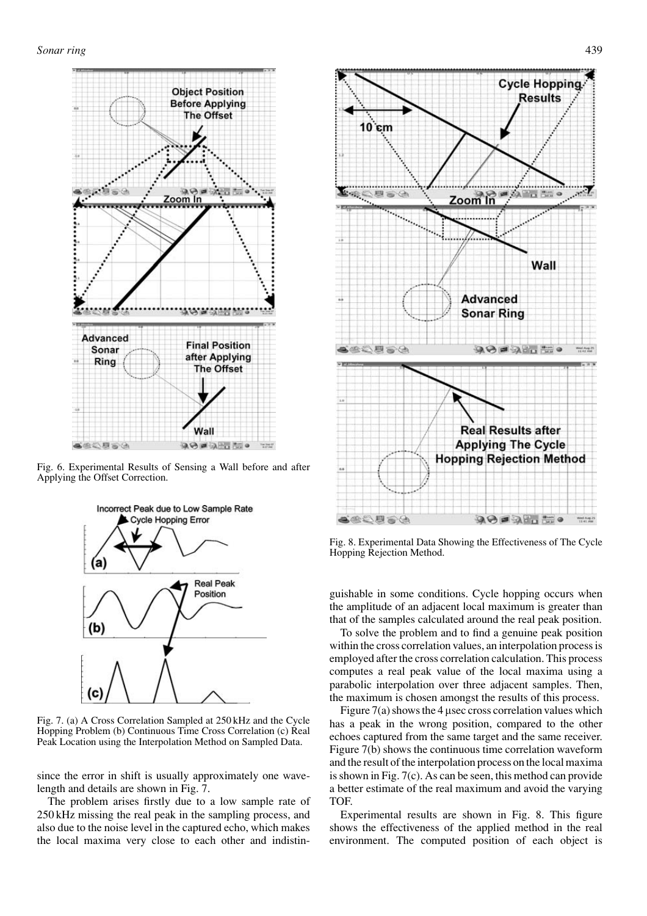Fig. 6. Experimental Results of Sensing a Wall before and after Applying the Offset Correction.

Fig. 7. (a) A Cross Correlation Sampled at 250 kHz and the Cycle Hopping Problem (b) Continuous Time Cross Correlation (c) Real Peak Location using the Interpolation Method on Sampled Data.

since the error in shift is usually approximately one wavelength and details are shown in Fig. 7.

The problem arises firstly due to a low sample rate of 250 kHz missing the real peak in the sampling process, and also due to the noise level in the captured echo, which makes the local maxima very close to each other and indistinguishable in some conditions. Cycle hopping occurs when the amplitude of an adjacent local maximum is greater than that of the samples calculated around the real peak position.

To solve the problem and to find a genuine peak position within the cross correlation values, an interpolation process is employed after the cross correlation calculation. This process computes a real peak value of the local maxima using a parabolic interpolation over three adjacent samples. Then, the maximum is chosen amongst the results of this process.

Figure 7(a) shows the 4 µsec cross correlation values which has a peak in the wrong position, compared to the other echoes captured from the same target and the same receiver. Figure 7(b) shows the continuous time correlation waveform and the result of the interpolation process on the local maxima is shown in Fig. 7(c). As can be seen, this method can provide a better estimate of the real maximum and avoid the varying TOF.

Fig. 8. Experimental Data Showing the Effectiveness of The Cycle Hopping Rejection Method.

Experimental results are shown in Fig. 8. This figure shows the effectiveness of the applied method in the real environment. The computed position of each object is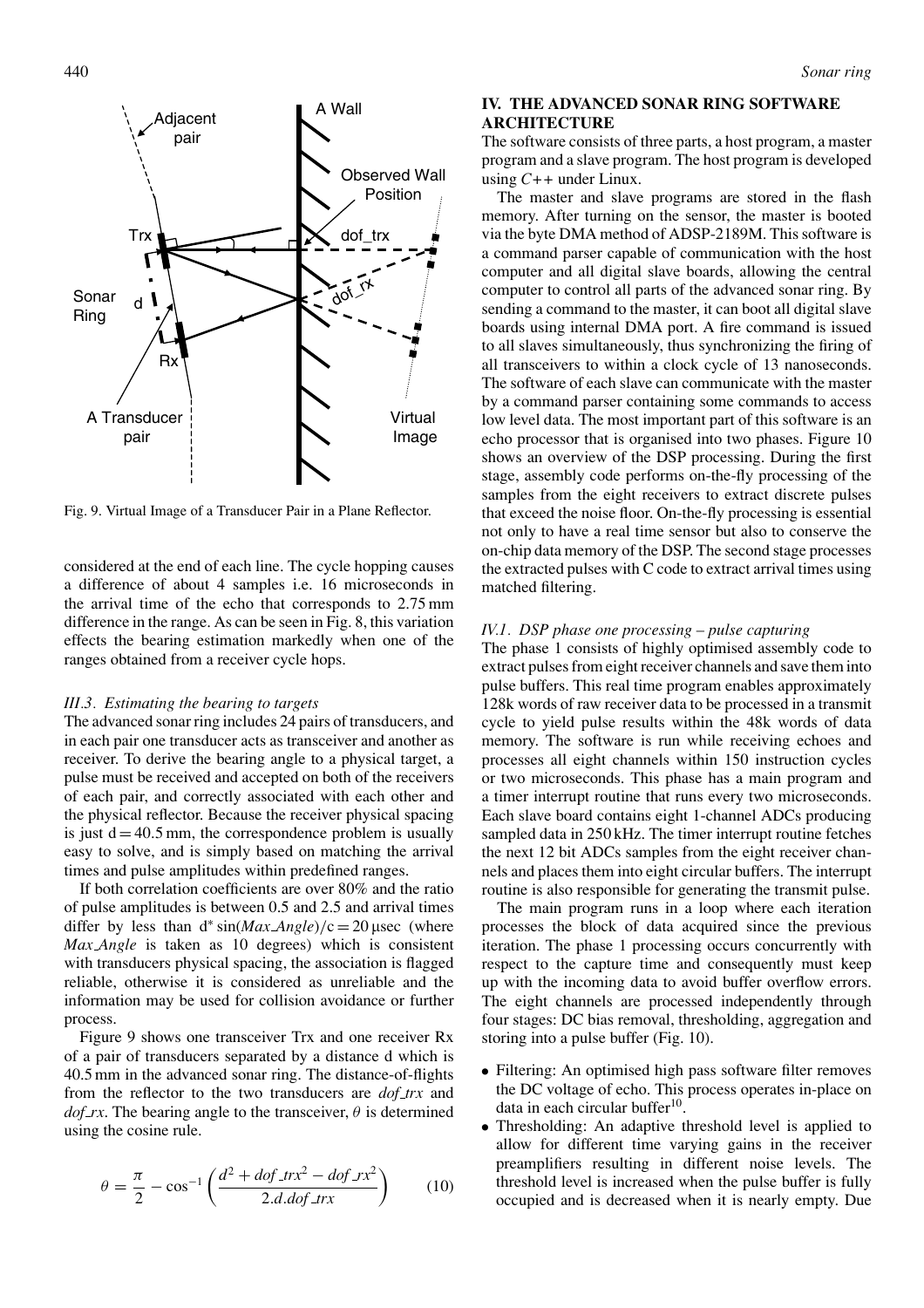Fig. 9. Virtual Image of a Transducer Pair in a Plane Reflector.

considered at the end of each line. The cycle hopping causes a difference of about 4 samples i.e. 16 microseconds in the arrival time of the echo that corresponds to 2.75 mm difference in the range. As can be seen in Fig. 8, this variation effects the bearing estimation markedly when one of the ranges obtained from a receiver cycle hops.

### III.3. Estimating the bearing to targets

The advanced sonar ring includes 24 pairs of transducers, and in each pair one transducer acts as transceiver and another as receiver. To derive the bearing angle to a physical target, a pulse must be received and accepted on both of the receivers of each pair, and correctly associated with each other and the physical reflector. Because the receiver physical spacing is just $d = 40.5$ mm, the correspondence problem is usually easy to solve, and is simply based on matching the arrival times and pulse amplitudes within predefined ranges.

If both correlation coefficients are over 80% and the ratio of pulse amplitudes is between 0.5 and 2.5 and arrival times differ by less than $d^* \sin(Max\_Angle)/c = 20\,\mu$sec (where *Max_Angle* is taken as 10 degrees) which is consistent with transducers physical spacing, the association is flagged reliable, otherwise it is considered as unreliable and the information may be used for collision avoidance or further process.

Figure 9 shows one transceiver Trx and one receiver Rx of a pair of transducers separated by a distance d which is 40.5 mm in the advanced sonar ring. The distance-of-flights from the reflector to the two transducers are *dof_trx* and *dof_rx*. The bearing angle to the transceiver, $\theta$ is determined using the cosine rule.

$$\theta = \frac{\pi}{2} - \cos^{-1}\left(\frac{d^2 + dof\_trx^2 - dof\_rx^2}{2.d.dof\_trx}\right) \qquad (10)$$

## IV. THE ADVANCED SONAR RING SOFTWARE ARCHITECTURE

The software consists of three parts, a host program, a master program and a slave program. The host program is developed using *C++* under Linux.

The master and slave programs are stored in the flash memory. After turning on the sensor, the master is booted via the byte DMA method of ADSP-2189M. This software is a command parser capable of communication with the host computer and all digital slave boards, allowing the central computer to control all parts of the advanced sonar ring. By sending a command to the master, it can boot all digital slave boards using internal DMA port. A fire command is issued to all slaves simultaneously, thus synchronizing the firing of all transceivers to within a clock cycle of 13 nanoseconds. The software of each slave can communicate with the master by a command parser containing some commands to access low level data. The most important part of this software is an echo processor that is organised into two phases. Figure 10 shows an overview of the DSP processing. During the first stage, assembly code performs on-the-fly processing of the samples from the eight receivers to extract discrete pulses that exceed the noise floor. On-the-fly processing is essential not only to have a real time sensor but also to conserve the on-chip data memory of the DSP. The second stage processes the extracted pulses with C code to extract arrival times using matched filtering.

### IV.1. DSP phase one processing – pulse capturing

The phase 1 consists of highly optimised assembly code to extract pulses from eight receiver channels and save them into pulse buffers. This real time program enables approximately 128k words of raw receiver data to be processed in a transmit cycle to yield pulse results within the 48k words of data memory. The software is run while receiving echoes and processes all eight channels within 150 instruction cycles or two microseconds. This phase has a main program and a timer interrupt routine that runs every two microseconds. Each slave board contains eight 1-channel ADCs producing sampled data in 250 kHz. The timer interrupt routine fetches the next 12 bit ADCs samples from the eight receiver channels and places them into eight circular buffers. The interrupt routine is also responsible for generating the transmit pulse.

The main program runs in a loop where each iteration processes the block of data acquired since the previous iteration. The phase 1 processing occurs concurrently with respect to the capture time and consequently must keep up with the incoming data to avoid buffer overflow errors. The eight channels are processed independently through four stages: DC bias removal, thresholding, aggregation and storing into a pulse buffer (Fig. 10).

- Filtering: An optimised high pass software filter removes the DC voltage of echo. This process operates in-place on data in each circular buffer[10].
- Thresholding: An adaptive threshold level is applied to allow for different time varying gains in the receiver preamplifiers resulting in different noise levels. The threshold level is increased when the pulse buffer is fully occupied and is decreased when it is nearly empty. Due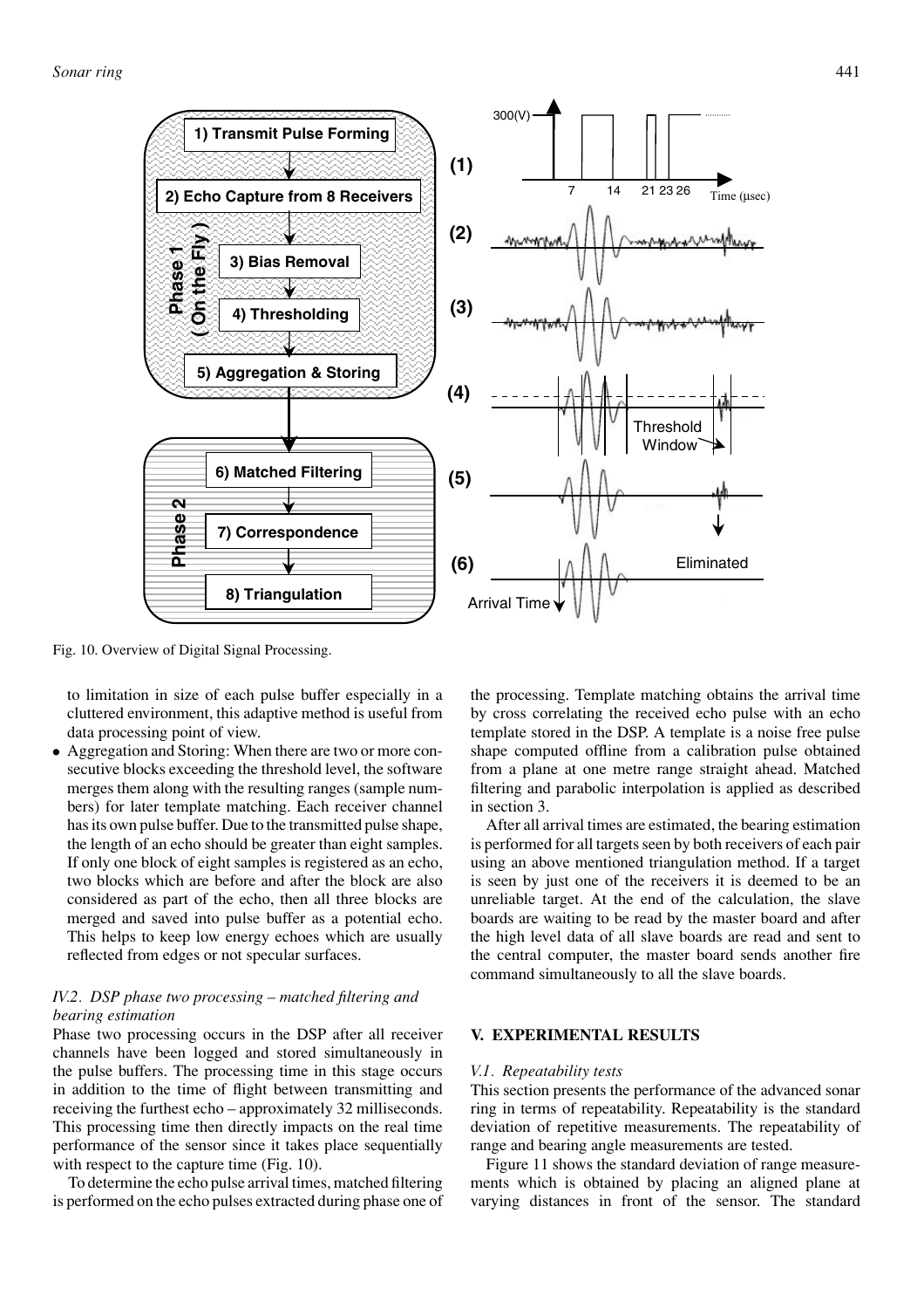Fig. 10. Overview of Digital Signal Processing.

to limitation in size of each pulse buffer especially in a cluttered environment, this adaptive method is useful from data processing point of view.

- Aggregation and Storing: When there are two or more consecutive blocks exceeding the threshold level, the software merges them along with the resulting ranges (sample numbers) for later template matching. Each receiver channel has its own pulse buffer. Due to the transmitted pulse shape, the length of an echo should be greater than eight samples. If only one block of eight samples is registered as an echo, two blocks which are before and after the block are also considered as part of the echo, then all three blocks are merged and saved into pulse buffer as a potential echo. This helps to keep low energy echoes which are usually reflected from edges or not specular surfaces.

### *IV.2. DSP phase two processing – matched filtering and bearing estimation*

Phase two processing occurs in the DSP after all receiver channels have been logged and stored simultaneously in the pulse buffers. The processing time in this stage occurs in addition to the time of flight between transmitting and receiving the furthest echo – approximately 32 milliseconds. This processing time then directly impacts on the real time performance of the sensor since it takes place sequentially with respect to the capture time (Fig. 10).

To determine the echo pulse arrival times, matched filtering is performed on the echo pulses extracted during phase one of the processing. Template matching obtains the arrival time by cross correlating the received echo pulse with an echo template stored in the DSP. A template is a noise free pulse shape computed offline from a calibration pulse obtained from a plane at one metre range straight ahead. Matched filtering and parabolic interpolation is applied as described in section 3.

After all arrival times are estimated, the bearing estimation is performed for all targets seen by both receivers of each pair using an above mentioned triangulation method. If a target is seen by just one of the receivers it is deemed to be an unreliable target. At the end of the calculation, the slave boards are waiting to be read by the master board and after the high level data of all slave boards are read and sent to the central computer, the master board sends another fire command simultaneously to all the slave boards.

## V. EXPERIMENTAL RESULTS

### *V.1. Repeatability tests*

This section presents the performance of the advanced sonar ring in terms of repeatability. Repeatability is the standard deviation of repetitive measurements. The repeatability of range and bearing angle measurements are tested.

Figure 11 shows the standard deviation of range measurements which is obtained by placing an aligned plane at varying distances in front of the sensor. The standard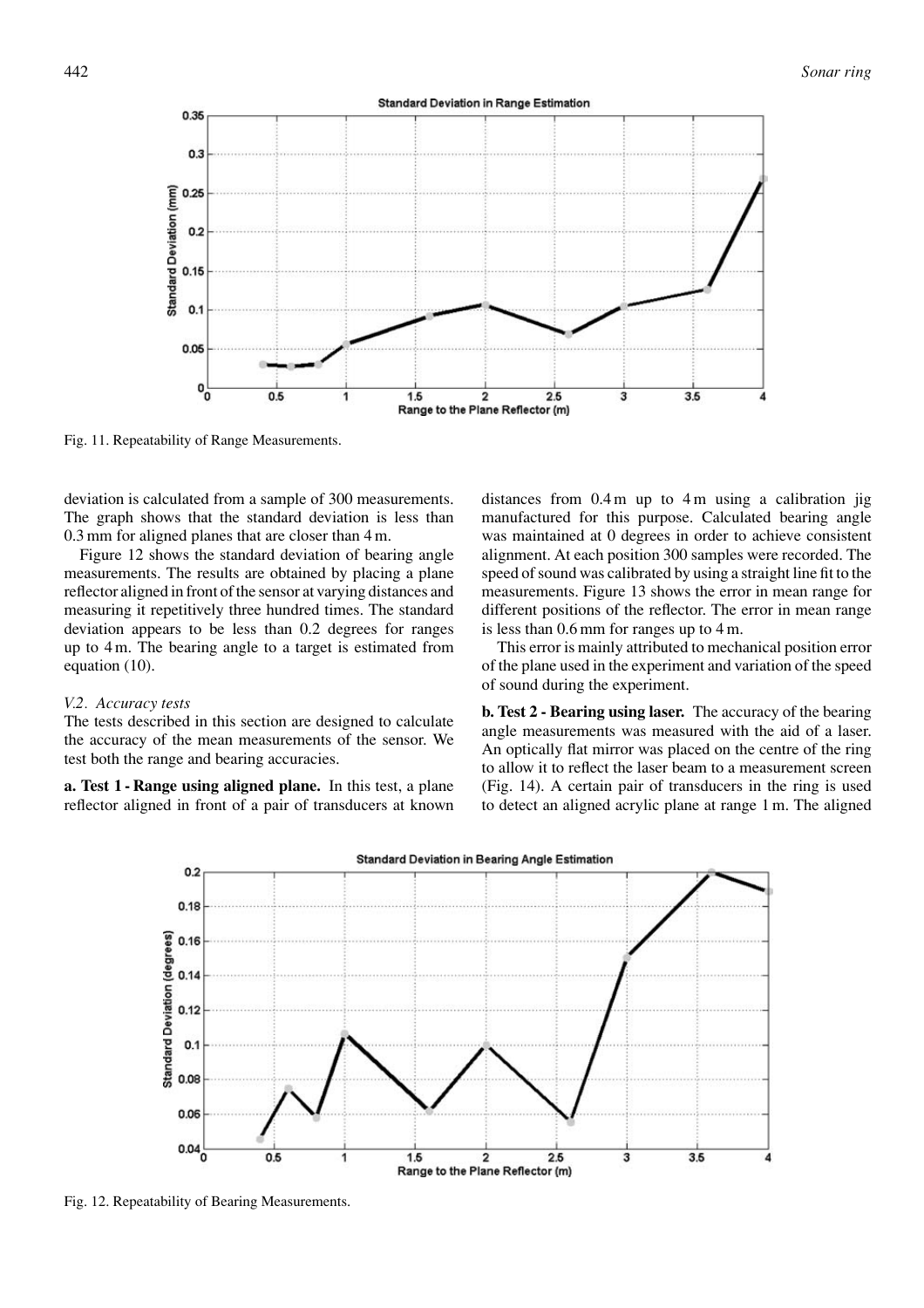Fig. 11. Repeatability of Range Measurements.

deviation is calculated from a sample of 300 measurements. The graph shows that the standard deviation is less than 0.3 mm for aligned planes that are closer than 4 m.

Figure 12 shows the standard deviation of bearing angle measurements. The results are obtained by placing a plane reflector aligned in front of the sensor at varying distances and measuring it repetitively three hundred times. The standard deviation appears to be less than 0.2 degrees for ranges up to 4 m. The bearing angle to a target is estimated from equation (10).

### *V.2. Accuracy tests*

The tests described in this section are designed to calculate the accuracy of the mean measurements of the sensor. We test both the range and bearing accuracies.

**a. Test 1 - Range using aligned plane.** In this test, a plane reflector aligned in front of a pair of transducers at known distances from 0.4 m up to 4 m using a calibration jig manufactured for this purpose. Calculated bearing angle was maintained at 0 degrees in order to achieve consistent alignment. At each position 300 samples were recorded. The speed of sound was calibrated by using a straight line fit to the measurements. Figure 13 shows the error in mean range for different positions of the reflector. The error in mean range is less than 0.6 mm for ranges up to 4 m.

This error is mainly attributed to mechanical position error of the plane used in the experiment and variation of the speed of sound during the experiment.

**b. Test 2 - Bearing using laser.** The accuracy of the bearing angle measurements was measured with the aid of a laser. An optically flat mirror was placed on the centre of the ring to allow it to reflect the laser beam to a measurement screen (Fig. 14). A certain pair of transducers in the ring is used to detect an aligned acrylic plane at range 1 m. The aligned

Fig. 12. Repeatability of Bearing Measurements.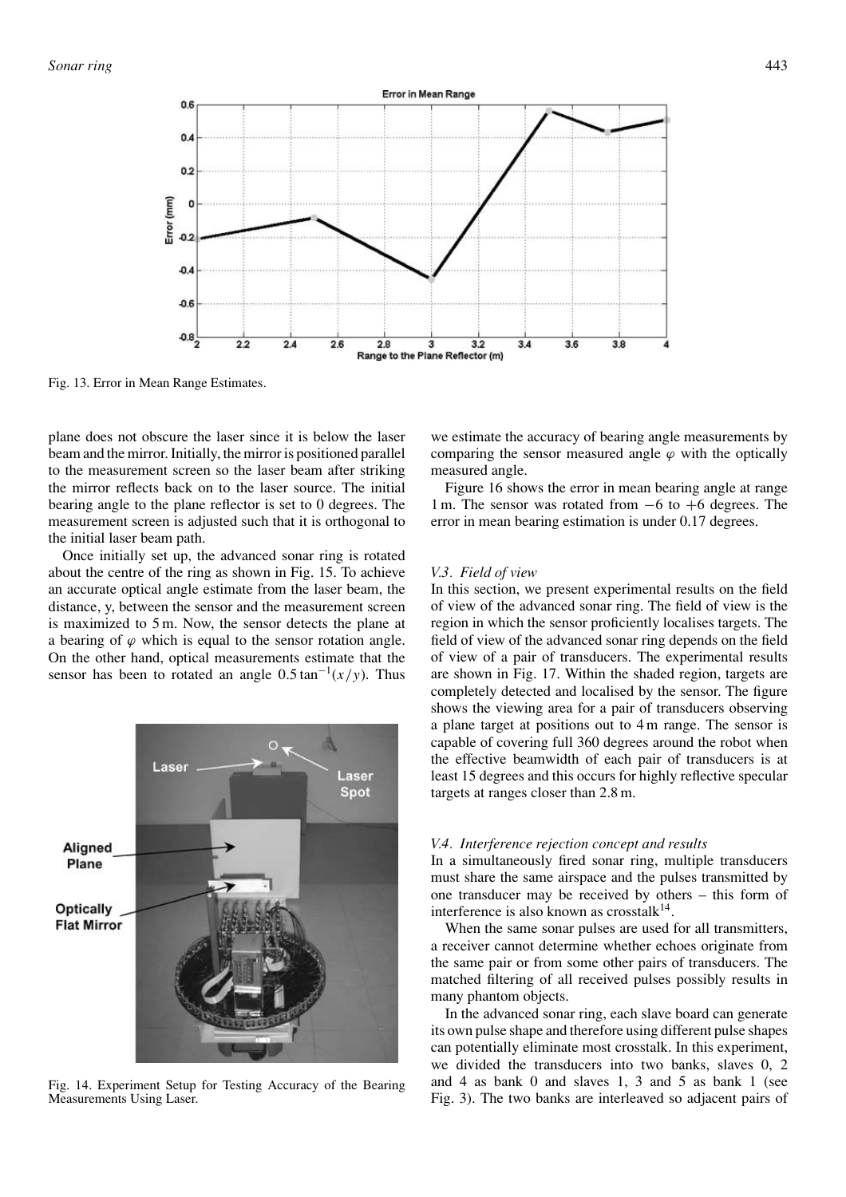Fig. 13. Error in Mean Range Estimates.

plane does not obscure the laser since it is below the laser beam and the mirror. Initially, the mirror is positioned parallel to the measurement screen so the laser beam after striking the mirror reflects back on to the laser source. The initial bearing angle to the plane reflector is set to 0 degrees. The measurement screen is adjusted such that it is orthogonal to the initial laser beam path.

Once initially set up, the advanced sonar ring is rotated about the centre of the ring as shown in Fig. 15. To achieve an accurate optical angle estimate from the laser beam, the distance, y, between the sensor and the measurement screen is maximized to 5 m. Now, the sensor detects the plane at a bearing of $\varphi$ which is equal to the sensor rotation angle. On the other hand, optical measurements estimate that the sensor has been to rotated an angle $0.5 \tan^{-1}(x/y)$. Thus we estimate the accuracy of bearing angle measurements by comparing the sensor measured angle $\varphi$ with the optically measured angle.

Fig. 14. Experiment Setup for Testing Accuracy of the Bearing Measurements Using Laser.

Figure 16 shows the error in mean bearing angle at range 1 m. The sensor was rotated from −6 to +6 degrees. The error in mean bearing estimation is under 0.17 degrees.

### *V.3. Field of view*

In this section, we present experimental results on the field of view of the advanced sonar ring. The field of view is the region in which the sensor proficiently localises targets. The field of view of the advanced sonar ring depends on the field of view of a pair of transducers. The experimental results are shown in Fig. 17. Within the shaded region, targets are completely detected and localised by the sensor. The figure shows the viewing area for a pair of transducers observing a plane target at positions out to 4 m range. The sensor is capable of covering full 360 degrees around the robot when the effective beamwidth of each pair of transducers is at least 15 degrees and this occurs for highly reflective specular targets at ranges closer than 2.8 m.

### *V.4. Interference rejection concept and results*

In a simultaneously fired sonar ring, multiple transducers must share the same airspace and the pulses transmitted by one transducer may be received by others – this form of interference is also known as crosstalk[14].

When the same sonar pulses are used for all transmitters, a receiver cannot determine whether echoes originate from the same pair or from some other pairs of transducers. The matched filtering of all received pulses possibly results in many phantom objects.

In the advanced sonar ring, each slave board can generate its own pulse shape and therefore using different pulse shapes can potentially eliminate most crosstalk. In this experiment, we divided the transducers into two banks, slaves 0, 2 and 4 as bank 0 and slaves 1, 3 and 5 as bank 1 (see Fig. 3). The two banks are interleaved so adjacent pairs of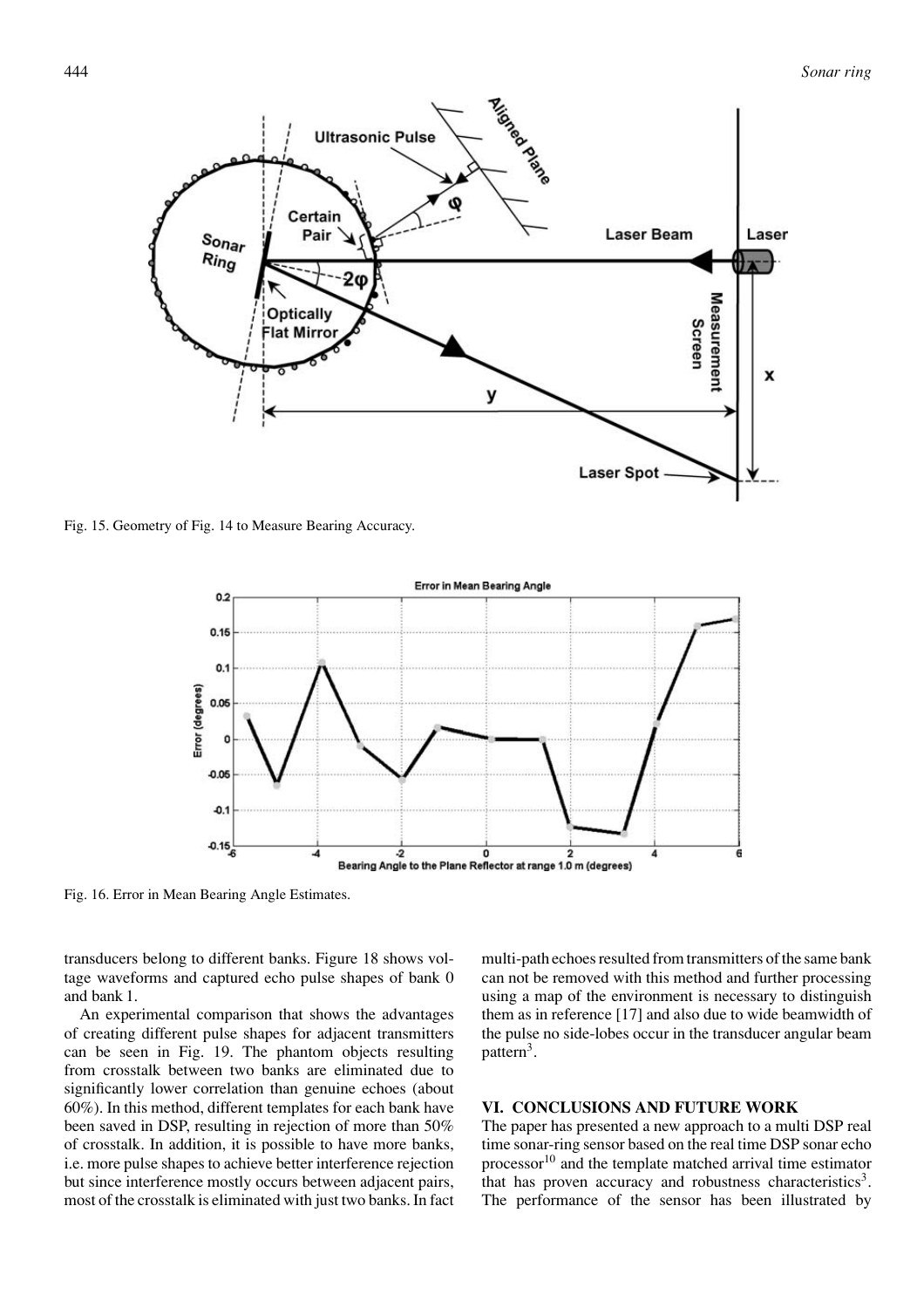Fig. 15. Geometry of Fig. 14 to Measure Bearing Accuracy.

Fig. 16. Error in Mean Bearing Angle Estimates.

transducers belong to different banks. Figure 18 shows voltage waveforms and captured echo pulse shapes of bank 0 and bank 1.

An experimental comparison that shows the advantages of creating different pulse shapes for adjacent transmitters can be seen in Fig. 19. The phantom objects resulting from crosstalk between two banks are eliminated due to significantly lower correlation than genuine echoes (about 60%). In this method, different templates for each bank have been saved in DSP, resulting in rejection of more than 50% of crosstalk. In addition, it is possible to have more banks, i.e. more pulse shapes to achieve better interference rejection but since interference mostly occurs between adjacent pairs, most of the crosstalk is eliminated with just two banks. In fact multi-path echoes resulted from transmitters of the same bank can not be removed with this method and further processing using a map of the environment is necessary to distinguish them as in reference [17] and also due to wide beamwidth of the pulse no side-lobes occur in the transducer angular beam pattern[3].

## VI. CONCLUSIONS AND FUTURE WORK

The paper has presented a new approach to a multi DSP real time sonar-ring sensor based on the real time DSP sonar echo processor[10] and the template matched arrival time estimator that has proven accuracy and robustness characteristics[3]. The performance of the sensor has been illustrated by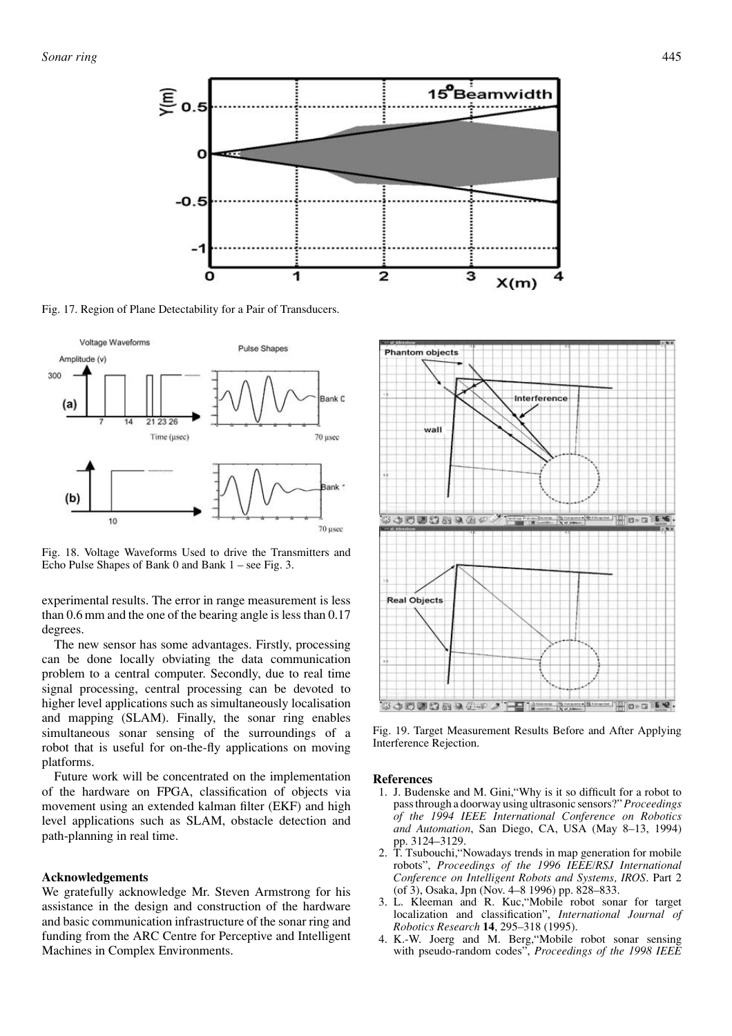Fig. 17. Region of Plane Detectability for a Pair of Transducers.

Fig. 18. Voltage Waveforms Used to drive the Transmitters and Echo Pulse Shapes of Bank 0 and Bank 1 – see Fig. 3.

Fig. 19. Target Measurement Results Before and After Applying Interference Rejection.

experimental results. The error in range measurement is less than 0.6 mm and the one of the bearing angle is less than 0.17 degrees.

The new sensor has some advantages. Firstly, processing can be done locally obviating the data communication problem to a central computer. Secondly, due to real time signal processing, central processing can be devoted to higher level applications such as simultaneously localisation and mapping (SLAM). Finally, the sonar ring enables simultaneous sonar sensing of the surroundings of a robot that is useful for on-the-fly applications on moving platforms.

Future work will be concentrated on the implementation of the hardware on FPGA, classification of objects via movement using an extended kalman filter (EKF) and high level applications such as SLAM, obstacle detection and path-planning in real time.

### Acknowledgements

We gratefully acknowledge Mr. Steven Armstrong for his assistance in the design and construction of the hardware and basic communication infrastructure of the sonar ring and funding from the ARC Centre for Perceptive and Intelligent Machines in Complex Environments.

### References

1. J. Budenske and M. Gini,"Why is it so difficult for a robot to pass through a doorway using ultrasonic sensors?" *Proceedings of the 1994 IEEE International Conference on Robotics and Automation*, San Diego, CA, USA (May 8–13, 1994) pp. 3124–3129.
2. T. Tsubouchi,"Nowadays trends in map generation for mobile robots", *Proceedings of the 1996 IEEE/RSJ International Conference on Intelligent Robots and Systems, IROS*. Part 2 (of 3), Osaka, Jpn (Nov. 4–8 1996) pp. 828–833.
3. L. Kleeman and R. Kuc,"Mobile robot sonar for target localization and classification", *International Journal of Robotics Research* **14**, 295–318 (1995).
4. K.-W. Joerg and M. Berg,"Mobile robot sonar sensing with pseudo-random codes", *Proceedings of the 1998 IEEE*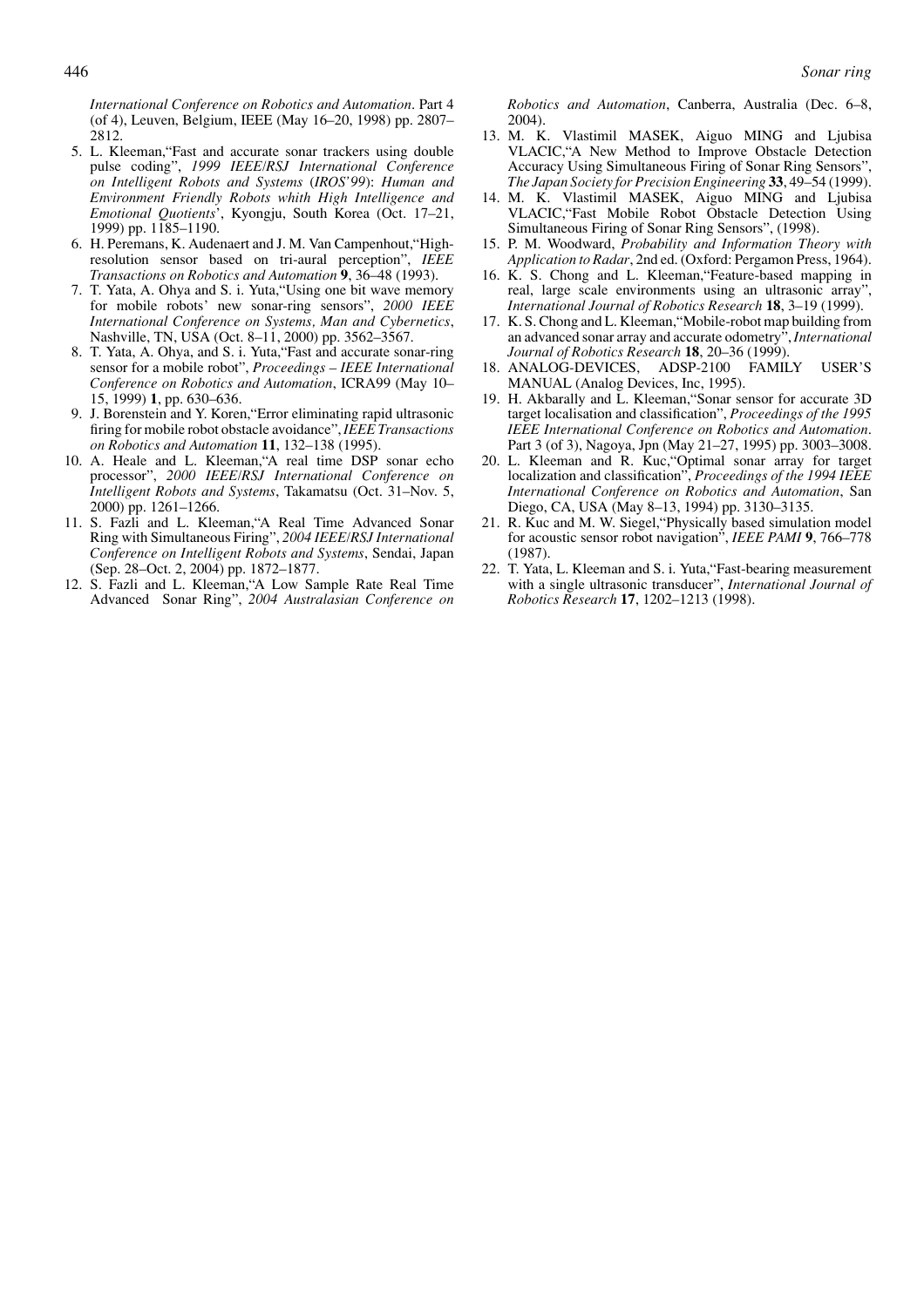*International Conference on Robotics and Automation*. Part 4 (of 4), Leuven, Belgium, IEEE (May 16–20, 1998) pp. 2807–2812.

5. L. Kleeman,"Fast and accurate sonar trackers using double pulse coding", *1999 IEEE/RSJ International Conference on Intelligent Robots and Systems* (*IROS'99*): *Human and Environment Friendly Robots whith High Intelligence and Emotional Quotients*', Kyongju, South Korea (Oct. 17–21, 1999) pp. 1185–1190.
6. H. Peremans, K. Audenaert and J. M. Van Campenhout,"High-resolution sensor based on tri-aural perception", *IEEE Transactions on Robotics and Automation* **9**, 36–48 (1993).
7. T. Yata, A. Ohya and S. i. Yuta,"Using one bit wave memory for mobile robots' new sonar-ring sensors", *2000 IEEE International Conference on Systems, Man and Cybernetics*, Nashville, TN, USA (Oct. 8–11, 2000) pp. 3562–3567.
8. T. Yata, A. Ohya, and S. i. Yuta,"Fast and accurate sonar-ring sensor for a mobile robot", *Proceedings – IEEE International Conference on Robotics and Automation*, ICRA99 (May 10–15, 1999) **1**, pp. 630–636.
9. J. Borenstein and Y. Koren,"Error eliminating rapid ultrasonic firing for mobile robot obstacle avoidance", *IEEE Transactions on Robotics and Automation* **11**, 132–138 (1995).
10. A. Heale and L. Kleeman,"A real time DSP sonar echo processor", *2000 IEEE/RSJ International Conference on Intelligent Robots and Systems*, Takamatsu (Oct. 31–Nov. 5, 2000) pp. 1261–1266.
11. S. Fazli and L. Kleeman,"A Real Time Advanced Sonar Ring with Simultaneous Firing", *2004 IEEE/RSJ International Conference on Intelligent Robots and Systems*, Sendai, Japan (Sep. 28–Oct. 2, 2004) pp. 1872–1877.
12. S. Fazli and L. Kleeman,"A Low Sample Rate Real Time Advanced Sonar Ring", *2004 Australasian Conference on Robotics and Automation*, Canberra, Australia (Dec. 6–8, 2004).
13. M. K. Vlastimil MASEK, Aiguo MING and Ljubisa VLACIC,"A New Method to Improve Obstacle Detection Accuracy Using Simultaneous Firing of Sonar Ring Sensors", *The Japan Society for Precision Engineering* **33**, 49–54 (1999).
14. M. K. Vlastimil MASEK, Aiguo MING and Ljubisa VLACIC,"Fast Mobile Robot Obstacle Detection Using Simultaneous Firing of Sonar Ring Sensors", (1998).
15. P. M. Woodward, *Probability and Information Theory with Application to Radar*, 2nd ed. (Oxford: Pergamon Press, 1964).
16. K. S. Chong and L. Kleeman,"Feature-based mapping in real, large scale environments using an ultrasonic array", *International Journal of Robotics Research* **18**, 3–19 (1999).
17. K. S. Chong and L. Kleeman,"Mobile-robot map building from an advanced sonar array and accurate odometry", *International Journal of Robotics Research* **18**, 20–36 (1999).
18. ANALOG-DEVICES, ADSP-2100 FAMILY USER'S MANUAL (Analog Devices, Inc, 1995).
19. H. Akbarally and L. Kleeman,"Sonar sensor for accurate 3D target localisation and classification", *Proceedings of the 1995 IEEE International Conference on Robotics and Automation*. Part 3 (of 3), Nagoya, Jpn (May 21–27, 1995) pp. 3003–3008.
20. L. Kleeman and R. Kuc,"Optimal sonar array for target localization and classification", *Proceedings of the 1994 IEEE International Conference on Robotics and Automation*, San Diego, CA, USA (May 8–13, 1994) pp. 3130–3135.
21. R. Kuc and M. W. Siegel,"Physically based simulation model for acoustic sensor robot navigation", *IEEE PAMI* **9**, 766–778 (1987).
22. T. Yata, L. Kleeman and S. i. Yuta,"Fast-bearing measurement with a single ultrasonic transducer", *International Journal of Robotics Research* **17**, 1202–1213 (1998).